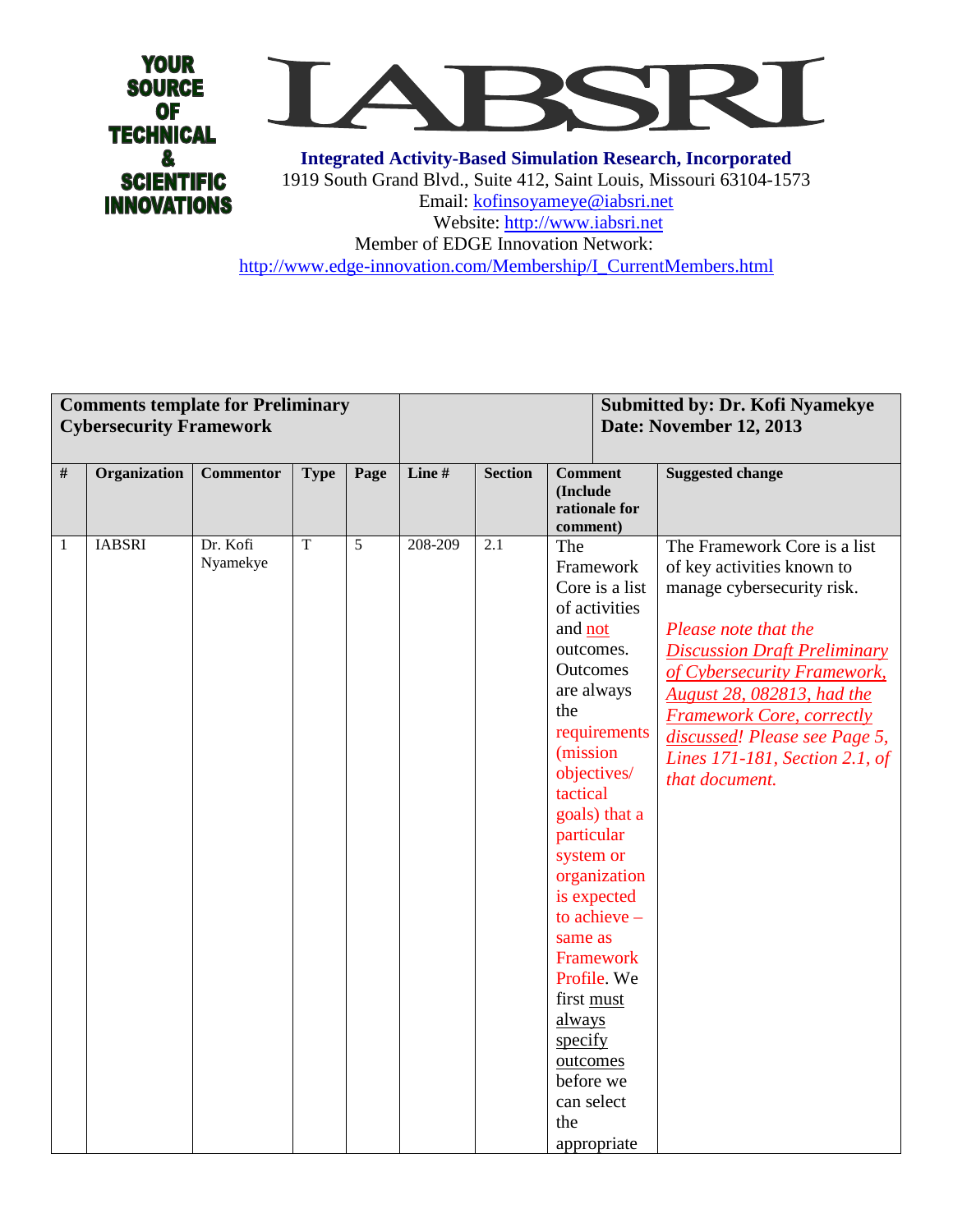YOUR SOURCE OF TECHNICAL & SCIENTIFIC INNOVATIONS

# IABSRI

**Integrated Activity-Based Simulation Research, Incorporated**
1919 South Grand Blvd., Suite 412, Saint Louis, Missouri 63104-1573
Email: kofinsoyameye@iabsri.net
Website: http://www.iabsri.net
Member of EDGE Innovation Network:
http://www.edge-innovation.com/Membership/I_CurrentMembers.html

| **Comments template for Preliminary Cybersecurity Framework** | | | | | | | | **Submitted by: Dr. Kofi Nyamekye Date: November 12, 2013** |
|---|---|---|---|---|---|---|---|---|
| **#** | **Organization** | **Commentor** | **Type** | **Page** | **Line #** | **Section** | **Comment (Include rationale for comment)** | **Suggested change** |
| 1 | IABSRI | Dr. Kofi Nyamekye | T | 5 | 208-209 | 2.1 | The Framework Core is a list of activities and <u>not</u> outcomes. Outcomes are always the requirements (mission objectives/ tactical goals) that a particular system or organization is expected to achieve – same as Framework Profile. We first <u>must always specify outcomes</u> before we can select the appropriate | The Framework Core is a list of key activities known to manage cybersecurity risk.<br><br>*Please note that the <u>Discussion Draft Preliminary of Cybersecurity Framework, August 28, 082813, had the Framework Core, correctly discussed</u>! Please see Page 5, Lines 171-181, Section 2.1, of that document.* |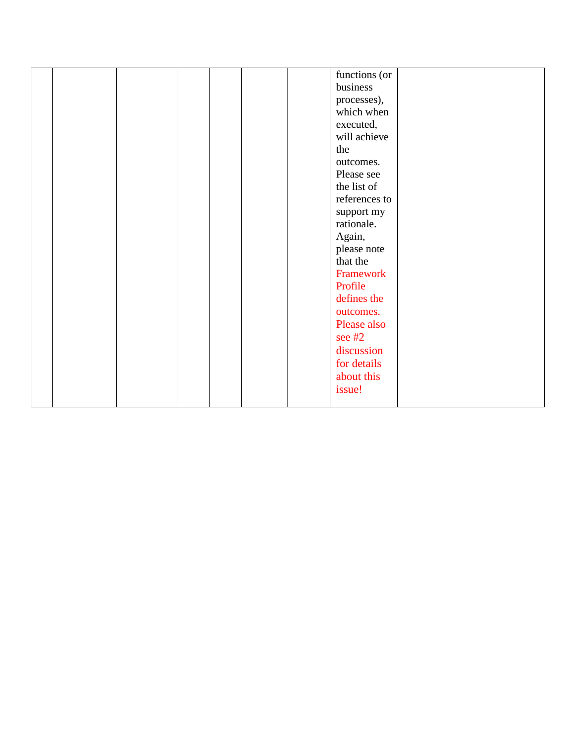| | | | | | | | | |
|---|---|---|---|---|---|---|---|---|
| | | | | | | | functions (or business processes), which when executed, will achieve the outcomes. Please see the list of references to support my rationale. Again, please note that the Framework Profile defines the outcomes. Please also see #2 discussion for details about this issue! | |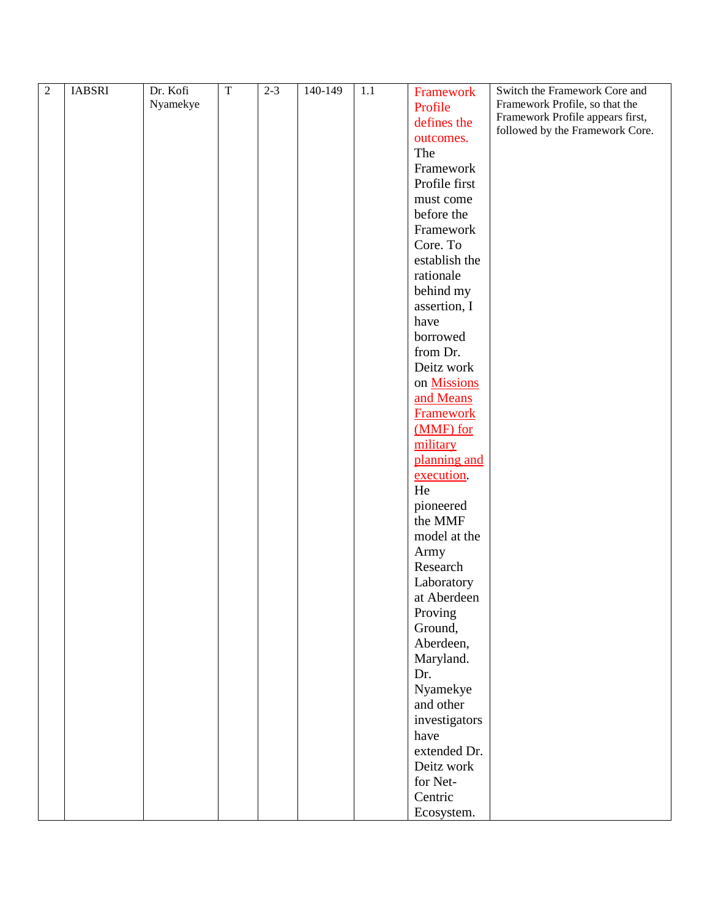| 2 | IABSRI | Dr. Kofi Nyamekye | T | 2-3 | 140-149 | 1.1 | Framework Profile defines the outcomes. The Framework Profile first must come before the Framework Core. To establish the rationale behind my assertion, I have borrowed from Dr. Deitz work on Missions and Means Framework (MMF) for military planning and execution. He pioneered the MMF model at the Army Research Laboratory at Aberdeen Proving Ground, Aberdeen, Maryland. Dr. Nyamekye and other investigators have extended Dr. Deitz work for Net-Centric Ecosystem. | Switch the Framework Core and Framework Profile, so that the Framework Profile appears first, followed by the Framework Core. |
|---|---|---|---|---|---|---|---|---|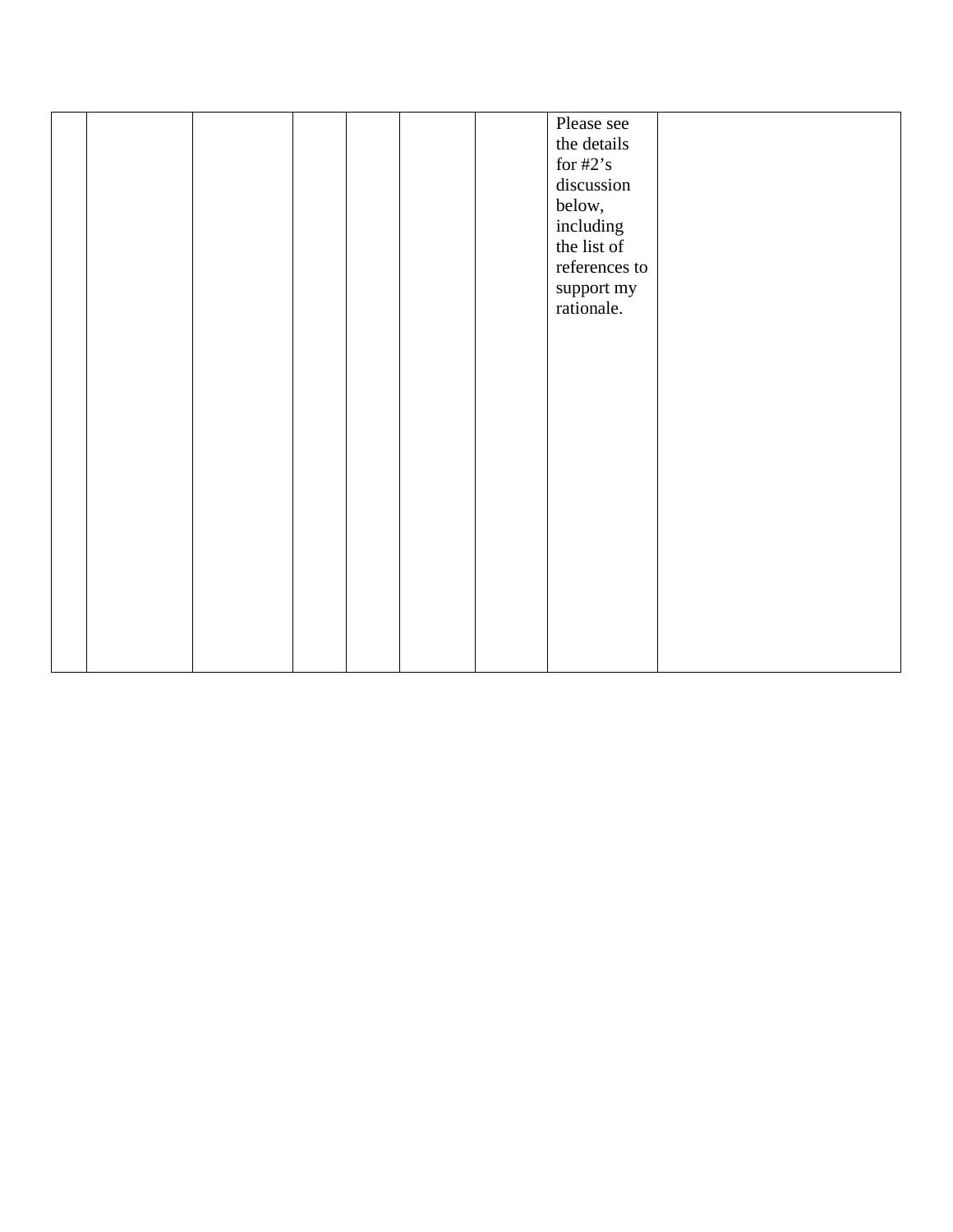| | | | | | | | | |
|---|---|---|---|---|---|---|---|---|
| | | | | | | | Please see the details for #2’s discussion below, including the list of references to support my rationale. | |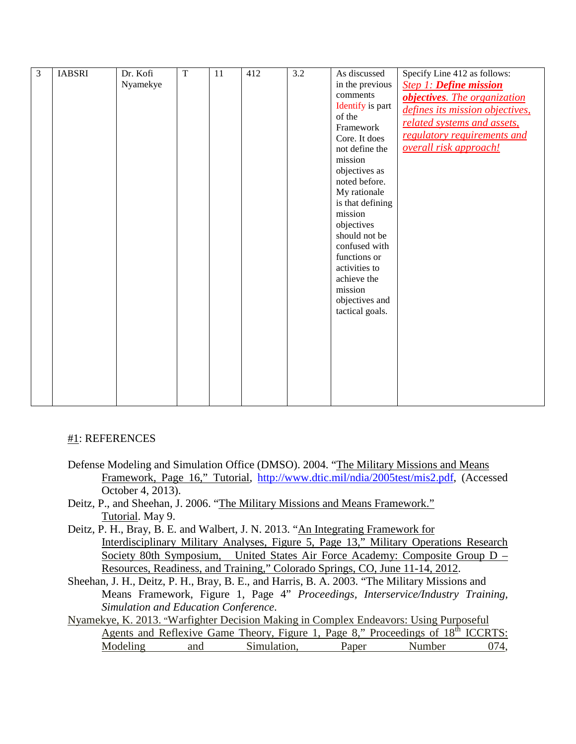| 3 | IABSRI | Dr. Kofi Nyamekye | T | 11 | 412 | 3.2 | As discussed in the previous comments Identify is part of the Framework Core. It does not define the mission objectives as noted before. My rationale is that defining mission objectives should not be confused with functions or activities to achieve the mission objectives and tactical goals. | Specify Line 412 as follows: *Step 1: **Define mission objectives**. The organization defines its mission objectives, related systems and assets, regulatory requirements and overall risk approach!* |
|---|---|---|---|---|---|---|---|---|

#1: REFERENCES

Defense Modeling and Simulation Office (DMSO). 2004. "The Military Missions and Means Framework, Page 16," Tutorial, http://www.dtic.mil/ndia/2005test/mis2.pdf, (Accessed October 4, 2013).

Deitz, P., and Sheehan, J. 2006. "The Military Missions and Means Framework." Tutorial. May 9.

Deitz, P. H., Bray, B. E. and Walbert, J. N. 2013. "An Integrating Framework for Interdisciplinary Military Analyses, Figure 5, Page 13," Military Operations Research Society 80th Symposium, United States Air Force Academy: Composite Group D – Resources, Readiness, and Training," Colorado Springs, CO, June 11-14, 2012.

Sheehan, J. H., Deitz, P. H., Bray, B. E., and Harris, B. A. 2003. "The Military Missions and Means Framework, Figure 1, Page 4" *Proceedings, Interservice/Industry Training, Simulation and Education Conference*.

Nyamekye, K. 2013. "Warfighter Decision Making in Complex Endeavors: Using Purposeful Agents and Reflexive Game Theory, Figure 1, Page 8," Proceedings of 18th ICCRTS: Modeling and Simulation, Paper Number 074,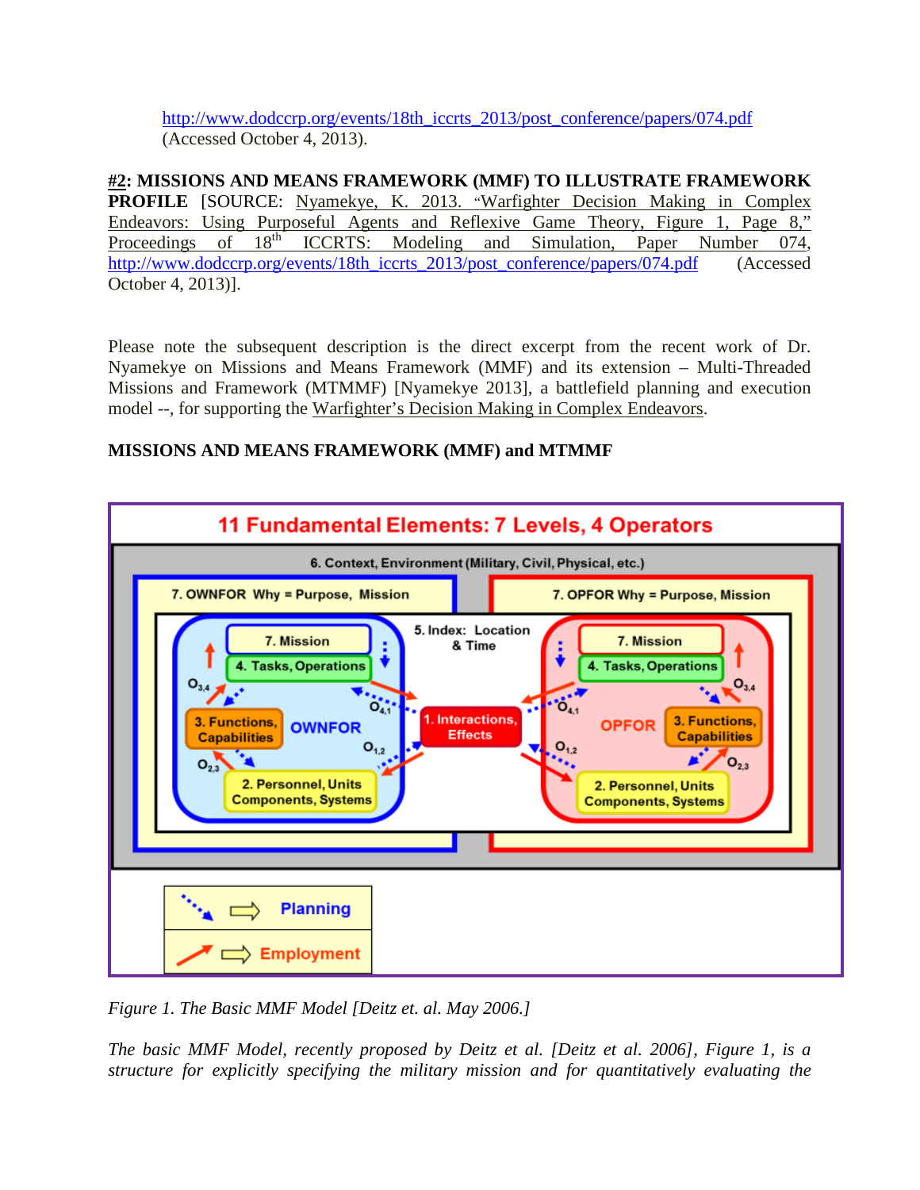http://www.dodccrp.org/events/18th_iccrts_2013/post_conference/papers/074.pdf (Accessed October 4, 2013).

**#2: MISSIONS AND MEANS FRAMEWORK (MMF) TO ILLUSTRATE FRAMEWORK PROFILE** [SOURCE: Nyamekye, K. 2013. "Warfighter Decision Making in Complex Endeavors: Using Purposeful Agents and Reflexive Game Theory, Figure 1, Page 8," Proceedings of 18th ICCRTS: Modeling and Simulation, Paper Number 074, http://www.dodccrp.org/events/18th_iccrts_2013/post_conference/papers/074.pdf (Accessed October 4, 2013)].

Please note the subsequent description is the direct excerpt from the recent work of Dr. Nyamekye on Missions and Means Framework (MMF) and its extension – Multi-Threaded Missions and Framework (MTMMF) [Nyamekye 2013], a battlefield planning and execution model --, for supporting the Warfighter's Decision Making in Complex Endeavors.

**MISSIONS AND MEANS FRAMEWORK (MMF) and MTMMF**

11 Fundamental Elements: 7 Levels, 4 Operators

6. Context, Environment (Military, Civil, Physical, etc.)

7. OWNFOR Why = Purpose, Mission | 7. OPFOR Why = Purpose, Mission

5. Index: Location & Time

OWNFOR: 7. Mission; 4. Tasks, Operations; 3. Functions, Capabilities; 2. Personnel, Units Components, Systems; $O_{3,4}$, $O_{4,1}$, $O_{1,2}$, $O_{2,3}$

1. Interactions, Effects

OPFOR: 7. Mission; 4. Tasks, Operations; 3. Functions, Capabilities; 2. Personnel, Units Components, Systems; $O_{3,4}$, $O_{4,1}$, $O_{1,2}$, $O_{2,3}$

Planning

Employment

*Figure 1. The Basic MMF Model [Deitz et. al. May 2006.]*

*The basic MMF Model, recently proposed by Deitz et al. [Deitz et al. 2006], Figure 1, is a structure for explicitly specifying the military mission and for quantitatively evaluating the*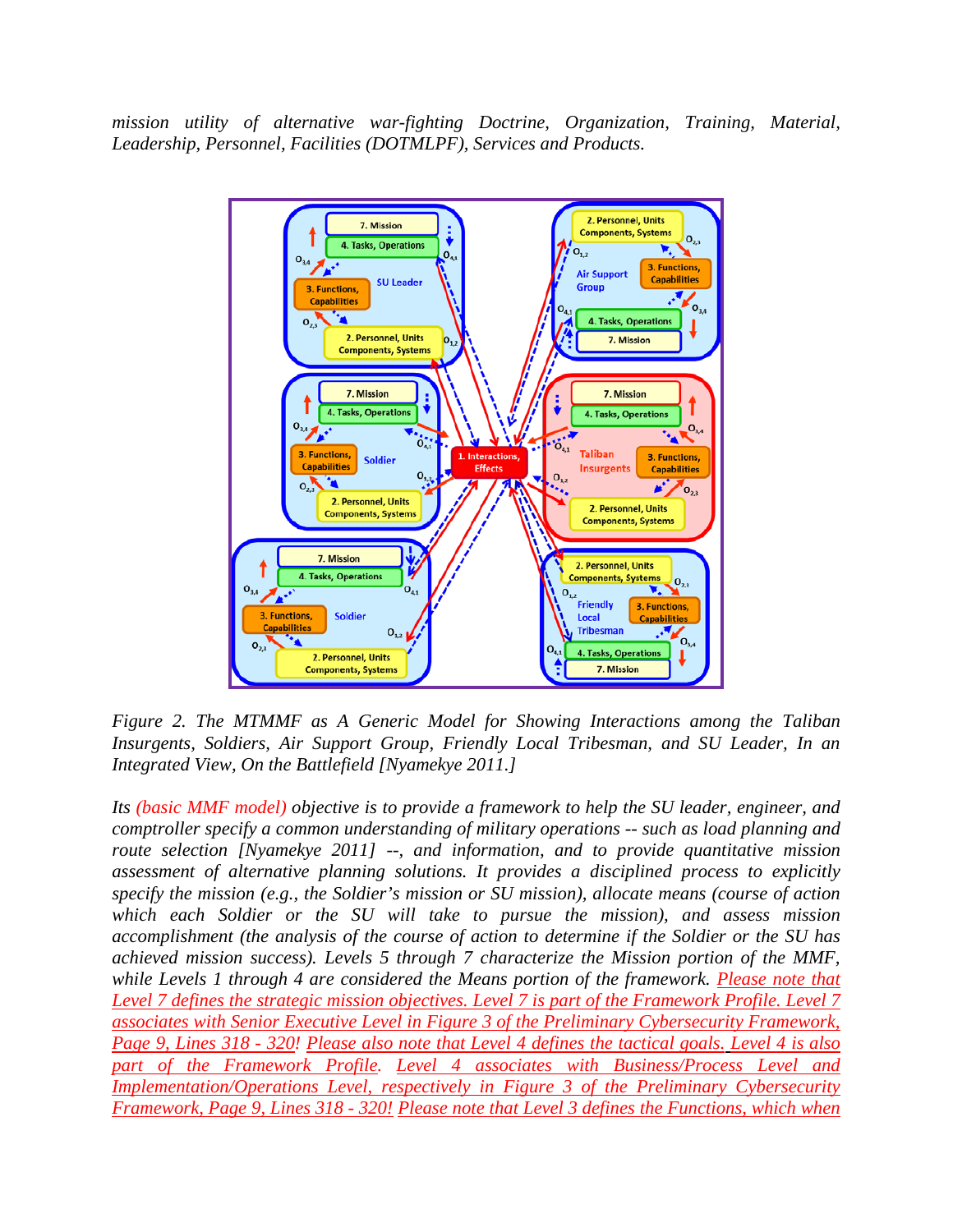*mission utility of alternative war-fighting Doctrine, Organization, Training, Material, Leadership, Personnel, Facilities (DOTMLPF), Services and Products.*

*Figure 2. The MTMMF as A Generic Model for Showing Interactions among the Taliban Insurgents, Soldiers, Air Support Group, Friendly Local Tribesman, and SU Leader, In an Integrated View, On the Battlefield [Nyamekye 2011.]*

*Its (basic MMF model) objective is to provide a framework to help the SU leader, engineer, and comptroller specify a common understanding of military operations -- such as load planning and route selection [Nyamekye 2011] --, and information, and to provide quantitative mission assessment of alternative planning solutions. It provides a disciplined process to explicitly specify the mission (e.g., the Soldier's mission or SU mission), allocate means (course of action which each Soldier or the SU will take to pursue the mission), and assess mission accomplishment (the analysis of the course of action to determine if the Soldier or the SU has achieved mission success). Levels 5 through 7 characterize the Mission portion of the MMF, while Levels 1 through 4 are considered the Means portion of the framework. Please note that Level 7 defines the strategic mission objectives. Level 7 is part of the Framework Profile. Level 7 associates with Senior Executive Level in Figure 3 of the Preliminary Cybersecurity Framework, Page 9, Lines 318 - 320! Please also note that Level 4 defines the tactical goals. Level 4 is also part of the Framework Profile. Level 4 associates with Business/Process Level and Implementation/Operations Level, respectively in Figure 3 of the Preliminary Cybersecurity Framework, Page 9, Lines 318 - 320! Please note that Level 3 defines the Functions, which when*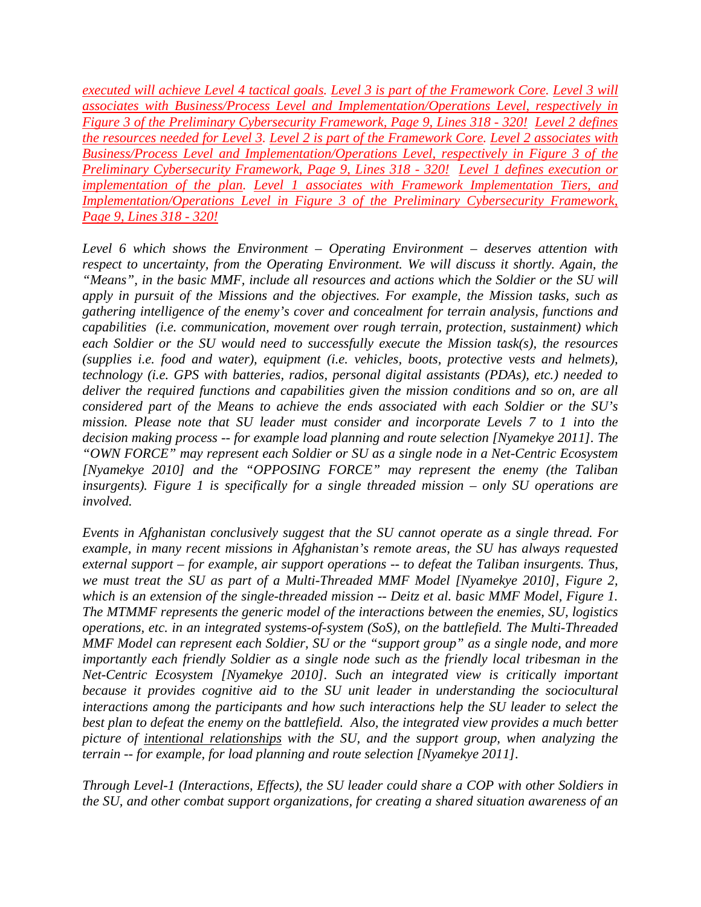*executed will achieve Level 4 tactical goals. Level 3 is part of the Framework Core. Level 3 will associates with Business/Process Level and Implementation/Operations Level, respectively in Figure 3 of the Preliminary Cybersecurity Framework, Page 9, Lines 318 - 320! Level 2 defines the resources needed for Level 3. Level 2 is part of the Framework Core. Level 2 associates with Business/Process Level and Implementation/Operations Level, respectively in Figure 3 of the Preliminary Cybersecurity Framework, Page 9, Lines 318 - 320! Level 1 defines execution or implementation of the plan. Level 1 associates with Framework Implementation Tiers, and Implementation/Operations Level in Figure 3 of the Preliminary Cybersecurity Framework, Page 9, Lines 318 - 320!*

*Level 6 which shows the Environment – Operating Environment – deserves attention with respect to uncertainty, from the Operating Environment. We will discuss it shortly. Again, the "Means", in the basic MMF, include all resources and actions which the Soldier or the SU will apply in pursuit of the Missions and the objectives. For example, the Mission tasks, such as gathering intelligence of the enemy's cover and concealment for terrain analysis, functions and capabilities (i.e. communication, movement over rough terrain, protection, sustainment) which each Soldier or the SU would need to successfully execute the Mission task(s), the resources (supplies i.e. food and water), equipment (i.e. vehicles, boots, protective vests and helmets), technology (i.e. GPS with batteries, radios, personal digital assistants (PDAs), etc.) needed to deliver the required functions and capabilities given the mission conditions and so on, are all considered part of the Means to achieve the ends associated with each Soldier or the SU's mission. Please note that SU leader must consider and incorporate Levels 7 to 1 into the decision making process -- for example load planning and route selection [Nyamekye 2011]. The "OWN FORCE" may represent each Soldier or SU as a single node in a Net-Centric Ecosystem [Nyamekye 2010] and the "OPPOSING FORCE" may represent the enemy (the Taliban insurgents). Figure 1 is specifically for a single threaded mission – only SU operations are involved.*

*Events in Afghanistan conclusively suggest that the SU cannot operate as a single thread. For example, in many recent missions in Afghanistan's remote areas, the SU has always requested external support – for example, air support operations -- to defeat the Taliban insurgents. Thus, we must treat the SU as part of a Multi-Threaded MMF Model [Nyamekye 2010], Figure 2, which is an extension of the single-threaded mission -- Deitz et al. basic MMF Model, Figure 1. The MTMMF represents the generic model of the interactions between the enemies, SU, logistics operations, etc. in an integrated systems-of-system (SoS), on the battlefield. The Multi-Threaded MMF Model can represent each Soldier, SU or the "support group" as a single node, and more importantly each friendly Soldier as a single node such as the friendly local tribesman in the Net-Centric Ecosystem [Nyamekye 2010]. Such an integrated view is critically important because it provides cognitive aid to the SU unit leader in understanding the sociocultural interactions among the participants and how such interactions help the SU leader to select the best plan to defeat the enemy on the battlefield. Also, the integrated view provides a much better picture of intentional relationships with the SU, and the support group, when analyzing the terrain -- for example, for load planning and route selection [Nyamekye 2011].*

*Through Level-1 (Interactions, Effects), the SU leader could share a COP with other Soldiers in the SU, and other combat support organizations, for creating a shared situation awareness of an*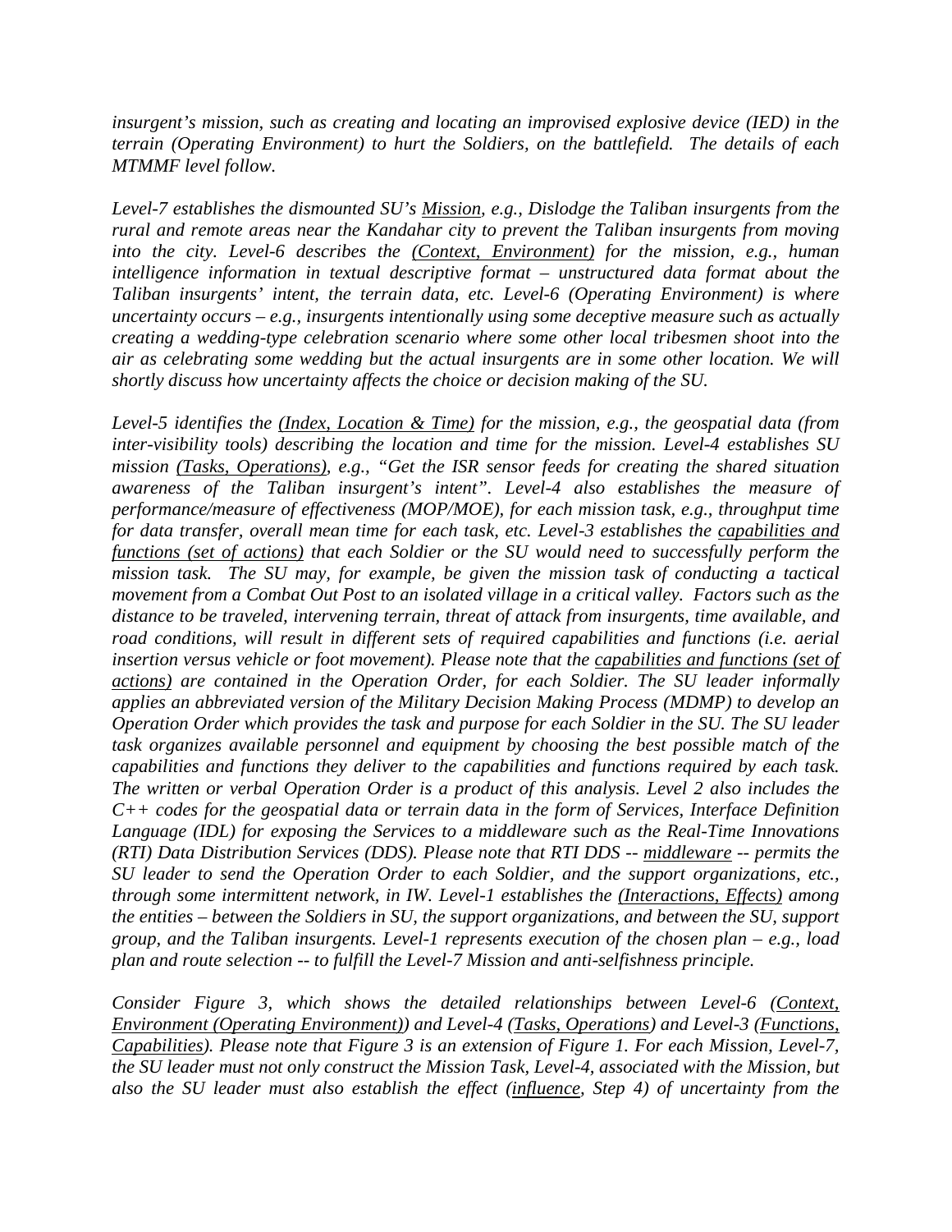*insurgent's mission, such as creating and locating an improvised explosive device (IED) in the terrain (Operating Environment) to hurt the Soldiers, on the battlefield. The details of each MTMMF level follow.*

*Level-7 establishes the dismounted SU's <u>Mission</u>, e.g., Dislodge the Taliban insurgents from the rural and remote areas near the Kandahar city to prevent the Taliban insurgents from moving into the city. Level-6 describes the <u>(Context, Environment)</u> for the mission, e.g., human intelligence information in textual descriptive format – unstructured data format about the Taliban insurgents' intent, the terrain data, etc. Level-6 (Operating Environment) is where uncertainty occurs – e.g., insurgents intentionally using some deceptive measure such as actually creating a wedding-type celebration scenario where some other local tribesmen shoot into the air as celebrating some wedding but the actual insurgents are in some other location. We will shortly discuss how uncertainty affects the choice or decision making of the SU.*

*Level-5 identifies the <u>(Index, Location & Time)</u> for the mission, e.g., the geospatial data (from inter-visibility tools) describing the location and time for the mission. Level-4 establishes SU mission <u>(Tasks, Operations)</u>, e.g., "Get the ISR sensor feeds for creating the shared situation awareness of the Taliban insurgent's intent". Level-4 also establishes the measure of performance/measure of effectiveness (MOP/MOE), for each mission task, e.g., throughput time for data transfer, overall mean time for each task, etc. Level-3 establishes the <u>capabilities and functions (set of actions)</u> that each Soldier or the SU would need to successfully perform the mission task. The SU may, for example, be given the mission task of conducting a tactical movement from a Combat Out Post to an isolated village in a critical valley. Factors such as the distance to be traveled, intervening terrain, threat of attack from insurgents, time available, and road conditions, will result in different sets of required capabilities and functions (i.e. aerial insertion versus vehicle or foot movement). Please note that the <u>capabilities and functions (set of actions)</u> are contained in the Operation Order, for each Soldier. The SU leader informally applies an abbreviated version of the Military Decision Making Process (MDMP) to develop an Operation Order which provides the task and purpose for each Soldier in the SU. The SU leader task organizes available personnel and equipment by choosing the best possible match of the capabilities and functions they deliver to the capabilities and functions required by each task. The written or verbal Operation Order is a product of this analysis. Level 2 also includes the C++ codes for the geospatial data or terrain data in the form of Services, Interface Definition Language (IDL) for exposing the Services to a middleware such as the Real-Time Innovations (RTI) Data Distribution Services (DDS). Please note that RTI DDS -- <u>middleware</u> -- permits the SU leader to send the Operation Order to each Soldier, and the support organizations, etc., through some intermittent network, in IW. Level-1 establishes the <u>(Interactions, Effects)</u> among the entities – between the Soldiers in SU, the support organizations, and between the SU, support group, and the Taliban insurgents. Level-1 represents execution of the chosen plan – e.g., load plan and route selection -- to fulfill the Level-7 Mission and anti-selfishness principle.*

*Consider Figure 3, which shows the detailed relationships between Level-6 (<u>Context, Environment (Operating Environment)</u>) and Level-4 (<u>Tasks, Operations</u>) and Level-3 (<u>Functions, Capabilities</u>). Please note that Figure 3 is an extension of Figure 1. For each Mission, Level-7, the SU leader must not only construct the Mission Task, Level-4, associated with the Mission, but also the SU leader must also establish the effect (<u>influence</u>, Step 4) of uncertainty from the*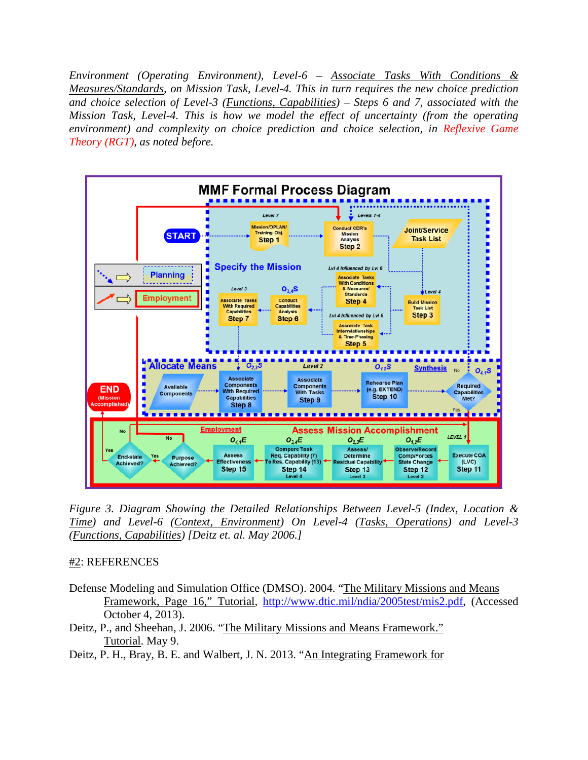*Environment (Operating Environment), Level-6 – Associate Tasks With Conditions & Measures/Standards, on Mission Task, Level-4. This in turn requires the new choice prediction and choice selection of Level-3 (Functions, Capabilities) – Steps 6 and 7, associated with the Mission Task, Level-4. This is how we model the effect of uncertainty (from the operating environment) and complexity on choice prediction and choice selection, in Reflexive Game Theory (RGT), as noted before.*

*Figure 3. Diagram Showing the Detailed Relationships Between Level-5 (Index, Location & Time) and Level-6 (Context, Environment) On Level-4 (Tasks, Operations) and Level-3 (Functions, Capabilities) [Deitz et. al. May 2006.]*

## #2: REFERENCES

Defense Modeling and Simulation Office (DMSO). 2004. "The Military Missions and Means Framework, Page 16," Tutorial, http://www.dtic.mil/ndia/2005test/mis2.pdf, (Accessed October 4, 2013).

Deitz, P., and Sheehan, J. 2006. "The Military Missions and Means Framework." Tutorial. May 9.

Deitz, P. H., Bray, B. E. and Walbert, J. N. 2013. "An Integrating Framework for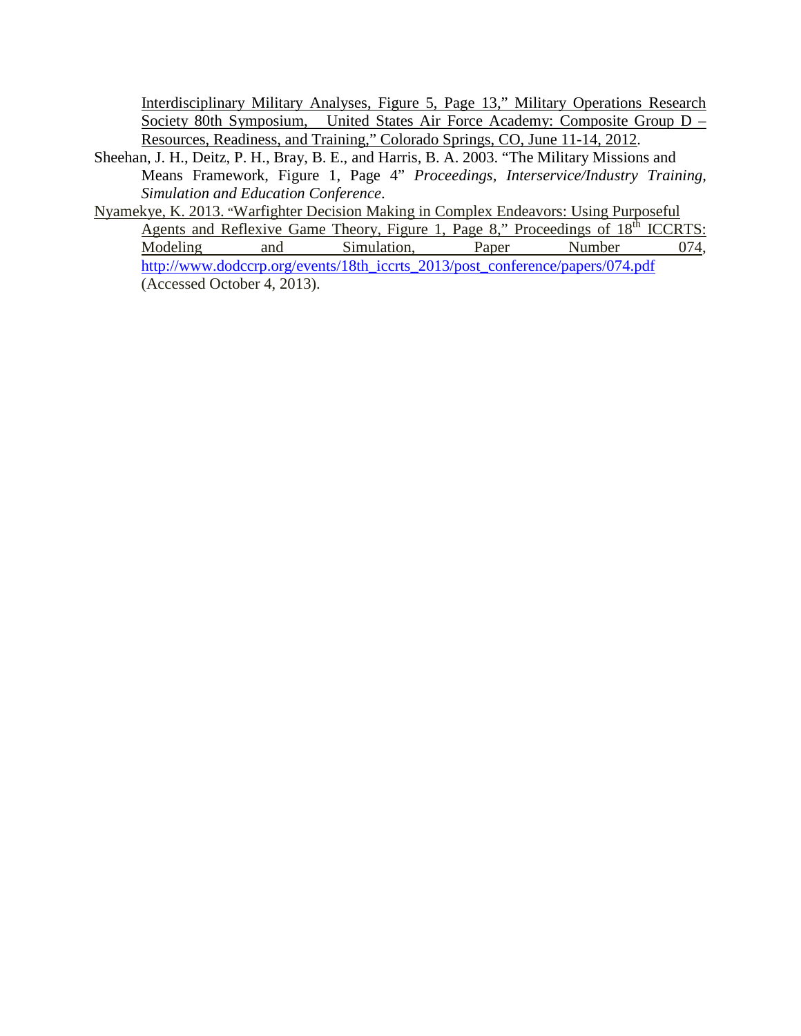Interdisciplinary Military Analyses, Figure 5, Page 13," Military Operations Research Society 80th Symposium, United States Air Force Academy: Composite Group D – Resources, Readiness, and Training," Colorado Springs, CO, June 11-14, 2012.

Sheehan, J. H., Deitz, P. H., Bray, B. E., and Harris, B. A. 2003. "The Military Missions and Means Framework, Figure 1, Page 4" *Proceedings, Interservice/Industry Training, Simulation and Education Conference*.

Nyamekye, K. 2013. "Warfighter Decision Making in Complex Endeavors: Using Purposeful Agents and Reflexive Game Theory, Figure 1, Page 8," Proceedings of 18th ICCRTS: Modeling and Simulation, Paper Number 074, http://www.dodccrp.org/events/18th_iccrts_2013/post_conference/papers/074.pdf (Accessed October 4, 2013).